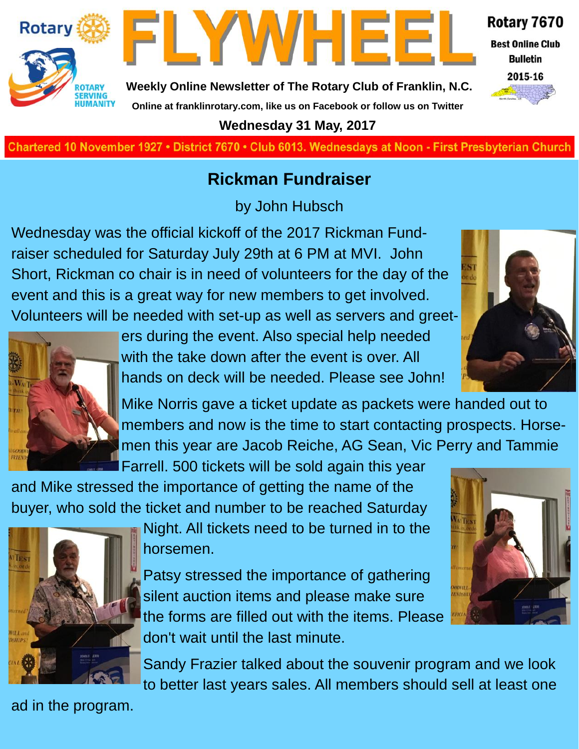# FLYWHEEL

Rotary 7670

Best Online Club Bulletin

2015-16

**Weekly Online Newsletter of The Rotary Club of Franklin, N.C.**

**Online at franklinrotary.com, like us on Facebook or follow us on Twitter**

**Wednesday 31 May, 2017**

**Chartered 10 November 1927 • District 7670 • Club 6013. Wednesdays at Noon - First Presbyterian Church**

## Rickman Fundraiser

by John Hubsch

Wednesday was the official kickoff of the 2017 Rickman Fundraiser scheduled for Saturday July 29th at 6 PM at MVI. John Short, Rickman co chair is in need of volunteers for the day of the event and this is a great way for new members to get involved. Volunteers will be needed with set-up as well as servers and greeters during the event. Also special help needed with the take down after the event is over. All hands on deck will be needed. Please see John!

Mike Norris gave a ticket update as packets were handed out to members and now is the time to start contacting prospects. Horsemen this year are Jacob Reiche, AG Sean, Vic Perry and Tammie Farrell. 500 tickets will be sold again this year and Mike stressed the importance of getting the name of the buyer, who sold the ticket and number to be reached Saturday Night. All tickets need to be turned in to the horsemen.

Patsy stressed the importance of gathering silent auction items and please make sure the forms are filled out with the items. Please don't wait until the last minute.

Sandy Frazier talked about the souvenir program and we look to better last years sales. All members should sell at least one ad in the program.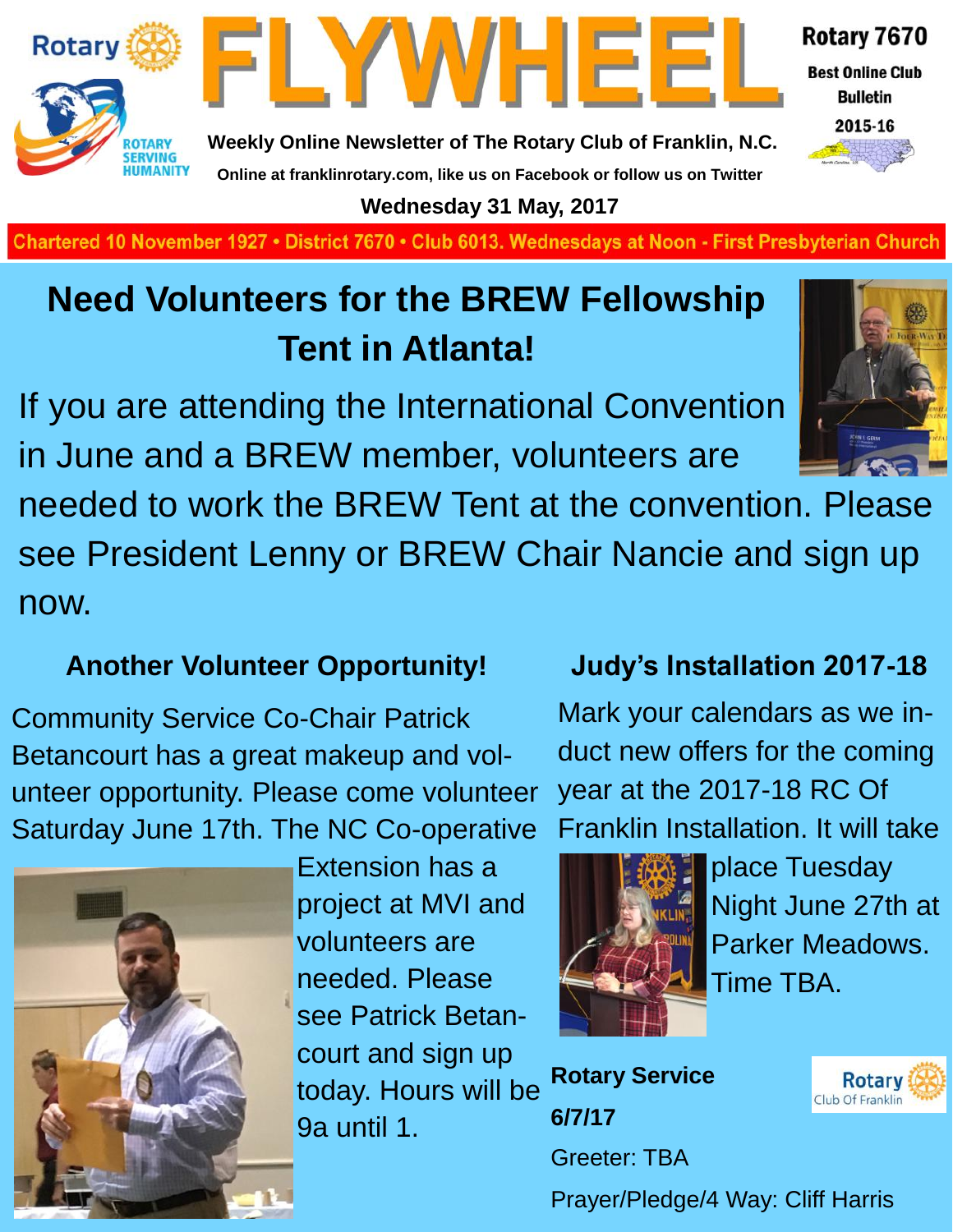Rotary

ROTARY SERVING HUMANITY

# FLYWHEEL

**Weekly Online Newsletter of The Rotary Club of Franklin, N.C.**

**Online at franklinrotary.com, like us on Facebook or follow us on Twitter**

**Rotary 7670**

**Best Online Club Bulletin**

**2015-16**

**Wednesday 31 May, 2017**

Chartered 10 November 1927 • District 7670 • Club 6013. Wednesdays at Noon - First Presbyterian Church

## Need Volunteers for the BREW Fellowship Tent in Atlanta!

If you are attending the International Convention in June and a BREW member, volunteers are needed to work the BREW Tent at the convention. Please see President Lenny or BREW Chair Nancie and sign up now.

### Another Volunteer Opportunity!

Community Service Co-Chair Patrick Betancourt has a great makeup and volunteer opportunity. Please come volunteer Saturday June 17th. The NC Co-operative Extension has a project at MVI and volunteers are needed. Please see Patrick Betancourt and sign up today. Hours will be 9a until 1.

### Judy's Installation 2017-18

Mark your calendars as we induct new offers for the coming year at the 2017-18 RC Of Franklin Installation. It will take place Tuesday Night June 27th at Parker Meadows. Time TBA.

**Rotary Service**

**6/7/17**

Greeter: TBA

Prayer/Pledge/4 Way: Cliff Harris

Rotary Club Of Franklin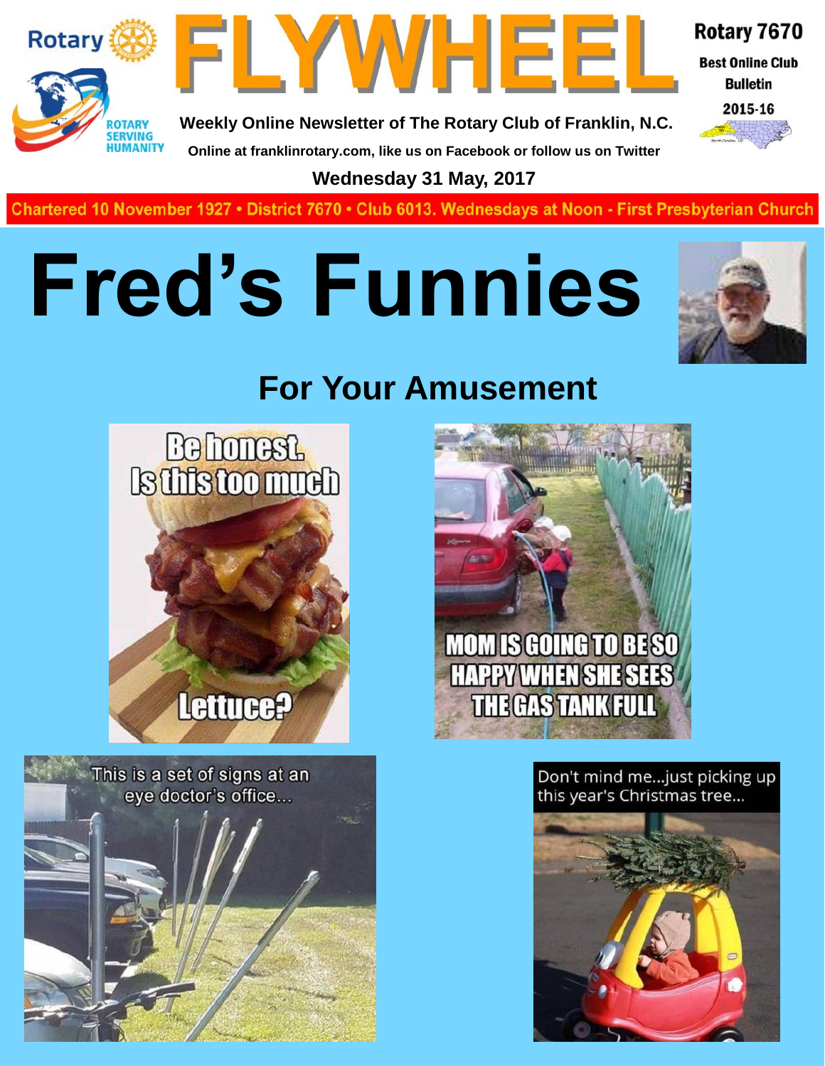Rotary

# FLYWHEEL

ROTARY SERVING HUMANITY

Rotary 7670

Best Online Club Bulletin

2015-16

**Weekly Online Newsletter of The Rotary Club of Franklin, N.C.**

**Online at franklinrotary.com, like us on Facebook or follow us on Twitter**

**Wednesday 31 May, 2017**

Chartered 10 November 1927 • District 7670 • Club 6013. Wednesdays at Noon - First Presbyterian Church

# Fred's Funnies

## For Your Amusement

Be honest. Is this too much Lettuce?

MOM IS GOING TO BE SO HAPPY WHEN SHE SEES THE GAS TANK FULL

This is a set of signs at an eye doctor's office...

Don't mind me...just picking up this year's Christmas tree...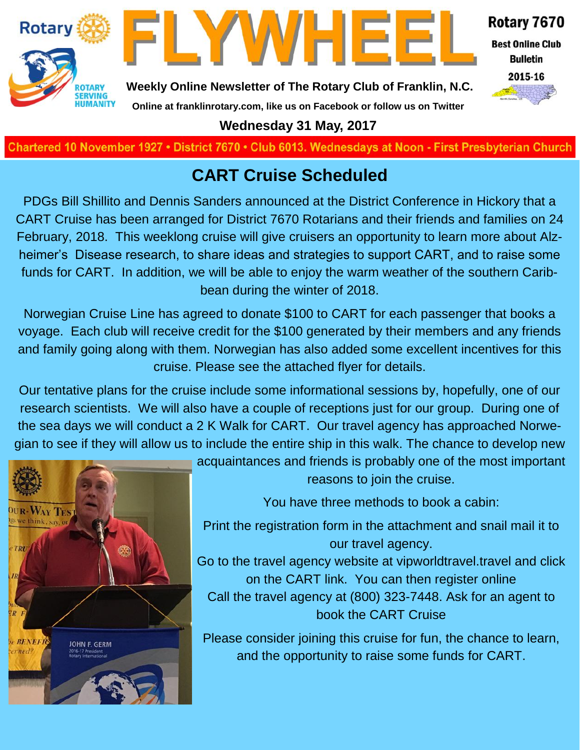# FLYWHEEL

Rotary 7670

Best Online Club Bulletin

2015-16

**Weekly Online Newsletter of The Rotary Club of Franklin, N.C.**

**Online at franklinrotary.com, like us on Facebook or follow us on Twitter**

**Wednesday 31 May, 2017**

**Chartered 10 November 1927 • District 7670 • Club 6013. Wednesdays at Noon - First Presbyterian Church**

## CART Cruise Scheduled

PDGs Bill Shillito and Dennis Sanders announced at the District Conference in Hickory that a CART Cruise has been arranged for District 7670 Rotarians and their friends and families on 24 February, 2018. This weeklong cruise will give cruisers an opportunity to learn more about Alzheimer's Disease research, to share ideas and strategies to support CART, and to raise some funds for CART. In addition, we will be able to enjoy the warm weather of the southern Caribbean during the winter of 2018.

Norwegian Cruise Line has agreed to donate $100 to CART for each passenger that books a voyage. Each club will receive credit for the $100 generated by their members and any friends and family going along with them. Norwegian has also added some excellent incentives for this cruise. Please see the attached flyer for details.

Our tentative plans for the cruise include some informational sessions by, hopefully, one of our research scientists. We will also have a couple of receptions just for our group. During one of the sea days we will conduct a 2 K Walk for CART. Our travel agency has approached Norwegian to see if they will allow us to include the entire ship in this walk. The chance to develop new acquaintances and friends is probably one of the most important reasons to join the cruise.

You have three methods to book a cabin:

Print the registration form in the attachment and snail mail it to our travel agency.

Go to the travel agency website at vipworldtravel.travel and click on the CART link. You can then register online

Call the travel agency at (800) 323-7448. Ask for an agent to book the CART Cruise

Please consider joining this cruise for fun, the chance to learn, and the opportunity to raise some funds for CART.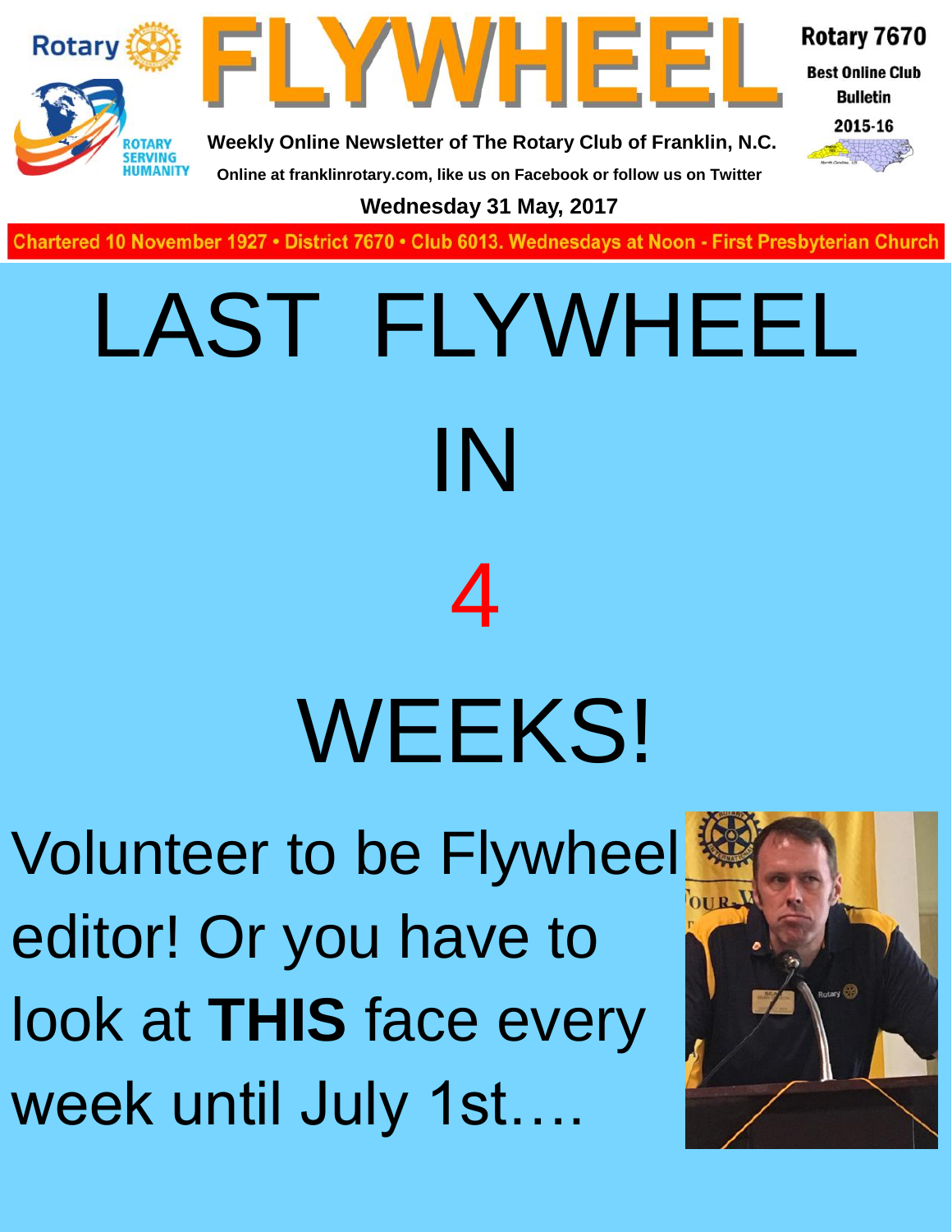# FLYWHEEL

Rotary 7670

Best Online Club Bulletin

2015-16

Weekly Online Newsletter of The Rotary Club of Franklin, N.C.

Online at franklinrotary.com, like us on Facebook or follow us on Twitter

**Wednesday 31 May, 2017**

Chartered 10 November 1927 • District 7670 • Club 6013. Wednesdays at Noon - First Presbyterian Church

# LAST FLYWHEEL

# IN

# 4

# WEEKS!

Volunteer to be Flywheel editor! Or you have to look at **THIS** face every week until July 1st….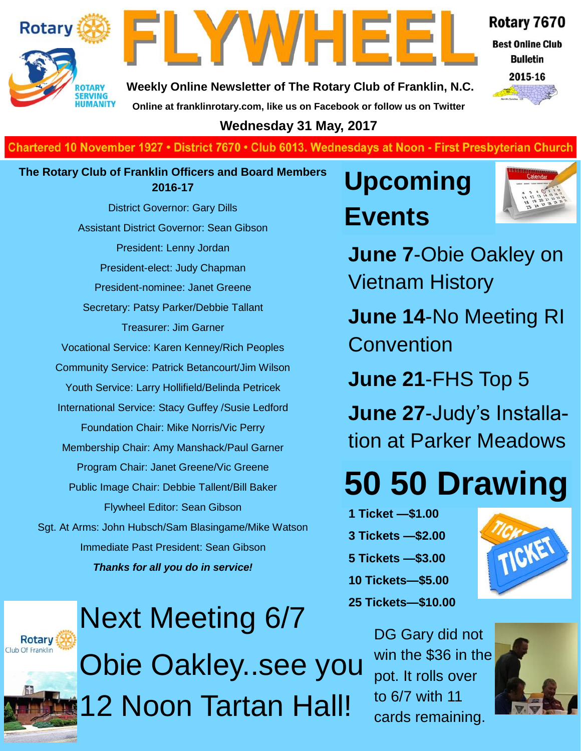# FLYWHEEL

Rotary 7670

Best Online Club Bulletin

2015-16

**Weekly Online Newsletter of The Rotary Club of Franklin, N.C.**

**Online at franklinrotary.com, like us on Facebook or follow us on Twitter**

**Wednesday 31 May, 2017**

Chartered 10 November 1927 • District 7670 • Club 6013. Wednesdays at Noon - First Presbyterian Church

**The Rotary Club of Franklin Officers and Board Members 2016-17**

District Governor: Gary Dills

Assistant District Governor: Sean Gibson

President: Lenny Jordan

President-elect: Judy Chapman

President-nominee: Janet Greene

Secretary: Patsy Parker/Debbie Tallant

Treasurer: Jim Garner

Vocational Service: Karen Kenney/Rich Peoples

Community Service: Patrick Betancourt/Jim Wilson

Youth Service: Larry Hollifield/Belinda Petricek

International Service: Stacy Guffey /Susie Ledford

Foundation Chair: Mike Norris/Vic Perry

Membership Chair: Amy Manshack/Paul Garner

Program Chair: Janet Greene/Vic Greene

Public Image Chair: Debbie Tallent/Bill Baker

Flywheel Editor: Sean Gibson

Sgt. At Arms: John Hubsch/Sam Blasingame/Mike Watson

Immediate Past President: Sean Gibson

***Thanks for all you do in service!***

## Upcoming Events

**June 7**-Obie Oakley on Vietnam History

**June 14**-No Meeting RI Convention

**June 21**-FHS Top 5

**June 27**-Judy's Installation at Parker Meadows

## 50 50 Drawing

**1 Ticket —$1.00**

**3 Tickets —$2.00**

**5 Tickets —$3.00**

**10 Tickets—$5.00**

**25 Tickets—$10.00**

DG Gary did not win the $36 in the pot. It rolls over to 6/7 with 11 cards remaining.

## Next Meeting 6/7

## Obie Oakley..see you 12 Noon Tartan Hall!